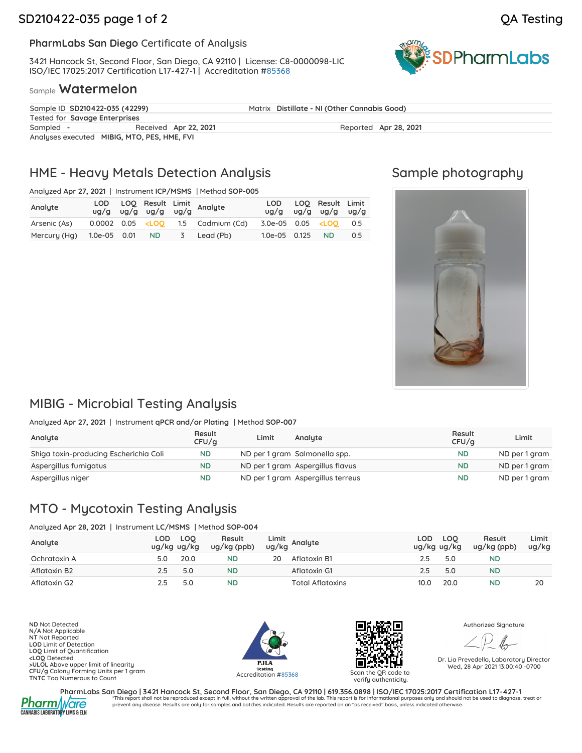# PharmLabs San Diego Certificate of Analysis

3421 Hancock St, Second Floor, San Diego, CA 92110 | License: C8-0000098-LIC
ISO/IEC 17025:2017 Certification L17-427-1 | Accreditation #85368

Sample **Watermelon**

| | | | |
|---|---|---|---|
| Sample ID **SD210422-035 (42299)** | | Matrix **Distillate - NI (Other Cannabis Good)** | |
| Tested for **Savage Enterprises** | | | |
| Sampled **-** | Received **Apr 22, 2021** | Reported **Apr 28, 2021** | |
| Analyses executed **MIBIG, MTO, PES, HME, FVI** | | | |

## HME - Heavy Metals Detection Analysis

Analyzed **Apr 27, 2021** | Instrument **ICP/MSMS** | Method **SOP-005**

| Analyte | LOD ug/g | LOQ ug/g | Result ug/g | Limit ug/g | Analyte | LOD ug/g | LOQ ug/g | Result ug/g | Limit ug/g |
|---|---|---|---|---|---|---|---|---|---|
| Arsenic (As) | 0.0002 | 0.05 | <LOQ | 1.5 | Cadmium (Cd) | 3.0e-05 | 0.05 | <LOQ | 0.5 |
| Mercury (Hg) | 1.0e-05 | 0.01 | ND | 3 | Lead (Pb) | 1.0e-05 | 0.125 | ND | 0.5 |

## Sample photography

## MIBIG - Microbial Testing Analysis

Analyzed **Apr 27, 2021** | Instrument **qPCR and/or Plating** | Method **SOP-007**

| Analyte | Result CFU/g | Limit | Analyte | Result CFU/g | Limit |
|---|---|---|---|---|---|
| Shiga toxin-producing Escherichia Coli | ND | ND per 1 gram | Salmonella spp. | ND | ND per 1 gram |
| Aspergillus fumigatus | ND | ND per 1 gram | Aspergillus flavus | ND | ND per 1 gram |
| Aspergillus niger | ND | ND per 1 gram | Aspergillus terreus | ND | ND per 1 gram |

## MTO - Mycotoxin Testing Analysis

Analyzed **Apr 28, 2021** | Instrument **LC/MSMS** | Method **SOP-004**

| Analyte | LOD ug/kg | LOQ ug/kg | Result ug/kg (ppb) | Limit ug/kg | Analyte | LOD ug/kg | LOQ ug/kg | Result ug/kg (ppb) | Limit ug/kg |
|---|---|---|---|---|---|---|---|---|---|
| Ochratoxin A | 5.0 | 20.0 | ND | 20 | Aflatoxin B1 | 2.5 | 5.0 | ND | |
| Aflatoxin B2 | 2.5 | 5.0 | ND | | Aflatoxin G1 | 2.5 | 5.0 | ND | |
| Aflatoxin G2 | 2.5 | 5.0 | ND | | Total Aflatoxins | 10.0 | 20.0 | ND | 20 |

**ND** Not Detected
**N/A** Not Applicable
**NT** Not Reported
**LOD** Limit of Detection
**LOQ** Limit of Quantification
**<LOQ** Detected
**>ULOL** Above upper limit of linearity
**CFU/g** Colony Forming Units per 1 gram
**TNTC** Too Numerous to Count

PJLA Testing Accreditation #85368

Scan the QR code to verify authenticity.

Authorized Signature

Dr. Lia Prevedello, Laboratory Director
Wed, 28 Apr 2021 13:00:40 -0700

PharmLabs San Diego | 3421 Hancock St, Second Floor, San Diego, CA 92110 | 619.356.0898 | ISO/IEC 17025:2017 Certification L17-427-1

*This report shall not be reproduced except in full, without the written approval of the lab. This report is for informational purposes only and should not be used to diagnose, treat or prevent any disease. Results are only for samples and batches indicated. Results are reported on an "as received" basis, unless indicated otherwise.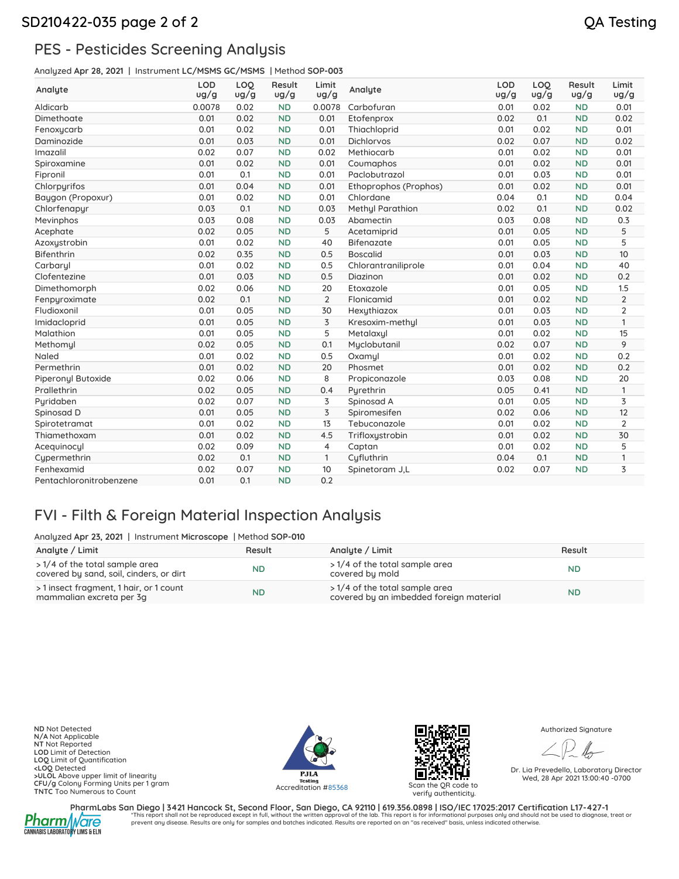## PES - Pesticides Screening Analysis

Analyzed **Apr 28, 2021** | Instrument **LC/MSMS GC/MSMS** | Method **SOP-003**

| Analyte | LOD ug/g | LOQ ug/g | Result ug/g | Limit ug/g | Analyte | LOD ug/g | LOQ ug/g | Result ug/g | Limit ug/g |
|---|---|---|---|---|---|---|---|---|---|
| Aldicarb | 0.0078 | 0.02 | ND | 0.0078 | Carbofuran | 0.01 | 0.02 | ND | 0.01 |
| Dimethoate | 0.01 | 0.02 | ND | 0.01 | Etofenprox | 0.02 | 0.1 | ND | 0.02 |
| Fenoxycarb | 0.01 | 0.02 | ND | 0.01 | Thiachloprid | 0.01 | 0.02 | ND | 0.01 |
| Daminozide | 0.01 | 0.03 | ND | 0.01 | Dichlorvos | 0.02 | 0.07 | ND | 0.02 |
| Imazalil | 0.02 | 0.07 | ND | 0.02 | Methiocarb | 0.01 | 0.02 | ND | 0.01 |
| Spiroxamine | 0.01 | 0.02 | ND | 0.01 | Coumaphos | 0.01 | 0.02 | ND | 0.01 |
| Fipronil | 0.01 | 0.1 | ND | 0.01 | Paclobutrazol | 0.01 | 0.03 | ND | 0.01 |
| Chlorpyrifos | 0.01 | 0.04 | ND | 0.01 | Ethoprophos (Prophos) | 0.01 | 0.02 | ND | 0.01 |
| Baygon (Propoxur) | 0.01 | 0.02 | ND | 0.01 | Chlordane | 0.04 | 0.1 | ND | 0.04 |
| Chlorfenapyr | 0.03 | 0.1 | ND | 0.03 | Methyl Parathion | 0.02 | 0.1 | ND | 0.02 |
| Mevinphos | 0.03 | 0.08 | ND | 0.03 | Abamectin | 0.03 | 0.08 | ND | 0.3 |
| Acephate | 0.02 | 0.05 | ND | 5 | Acetamiprid | 0.01 | 0.05 | ND | 5 |
| Azoxystrobin | 0.01 | 0.02 | ND | 40 | Bifenazate | 0.01 | 0.05 | ND | 5 |
| Bifenthrin | 0.02 | 0.35 | ND | 0.5 | Boscalid | 0.01 | 0.03 | ND | 10 |
| Carbaryl | 0.01 | 0.02 | ND | 0.5 | Chlorantraniliprole | 0.01 | 0.04 | ND | 40 |
| Clofentezine | 0.01 | 0.03 | ND | 0.5 | Diazinon | 0.01 | 0.02 | ND | 0.2 |
| Dimethomorph | 0.02 | 0.06 | ND | 20 | Etoxazole | 0.01 | 0.05 | ND | 1.5 |
| Fenpyroximate | 0.02 | 0.1 | ND | 2 | Flonicamid | 0.01 | 0.02 | ND | 2 |
| Fludioxonil | 0.01 | 0.05 | ND | 30 | Hexythiazox | 0.01 | 0.03 | ND | 2 |
| Imidacloprid | 0.01 | 0.05 | ND | 3 | Kresoxim-methyl | 0.01 | 0.03 | ND | 1 |
| Malathion | 0.01 | 0.05 | ND | 5 | Metalaxyl | 0.01 | 0.02 | ND | 15 |
| Methomyl | 0.02 | 0.05 | ND | 0.1 | Myclobutanil | 0.02 | 0.07 | ND | 9 |
| Naled | 0.01 | 0.02 | ND | 0.5 | Oxamyl | 0.01 | 0.02 | ND | 0.2 |
| Permethrin | 0.01 | 0.02 | ND | 20 | Phosmet | 0.01 | 0.02 | ND | 0.2 |
| Piperonyl Butoxide | 0.02 | 0.06 | ND | 8 | Propiconazole | 0.03 | 0.08 | ND | 20 |
| Prallethrin | 0.02 | 0.05 | ND | 0.4 | Pyrethrin | 0.05 | 0.41 | ND | 1 |
| Pyridaben | 0.02 | 0.07 | ND | 3 | Spinosad A | 0.01 | 0.05 | ND | 3 |
| Spinosad D | 0.01 | 0.05 | ND | 3 | Spiromesifen | 0.02 | 0.06 | ND | 12 |
| Spirotetramat | 0.01 | 0.02 | ND | 13 | Tebuconazole | 0.01 | 0.02 | ND | 2 |
| Thiamethoxam | 0.01 | 0.02 | ND | 4.5 | Trifloxystrobin | 0.01 | 0.02 | ND | 30 |
| Acequinocyl | 0.02 | 0.09 | ND | 4 | Captan | 0.01 | 0.02 | ND | 5 |
| Cypermethrin | 0.02 | 0.1 | ND | 1 | Cyfluthrin | 0.04 | 0.1 | ND | 1 |
| Fenhexamid | 0.02 | 0.07 | ND | 10 | Spinetoram J,L | 0.02 | 0.07 | ND | 3 |
| Pentachloronitrobenzene | 0.01 | 0.1 | ND | 0.2 | | | | | |

## FVI - Filth & Foreign Material Inspection Analysis

Analyzed **Apr 23, 2021** | Instrument **Microscope** | Method **SOP-010**

| Analyte / Limit | Result | Analyte / Limit | Result |
|---|---|---|---|
| > 1/4 of the total sample area covered by sand, soil, cinders, or dirt | ND | > 1/4 of the total sample area covered by mold | ND |
| > 1 insect fragment, 1 hair, or 1 count mammalian excreta per 3g | ND | > 1/4 of the total sample area covered by an imbedded foreign material | ND |

**ND** Not Detected
**N/A** Not Applicable
**NT** Not Reported
**LOD** Limit of Detection
**LOQ** Limit of Quantification
**<LOQ** Detected
**>ULOL** Above upper limit of linearity
**CFU/g** Colony Forming Units per 1 gram
**TNTC** Too Numerous to Count

PJLA Testing Accreditation #85368

Scan the QR code to verify authenticity.

Authorized Signature

Dr. Lia Prevedello, Laboratory Director
Wed, 28 Apr 2021 13:00:40 -0700

**PharmLabs San Diego | 3421 Hancock St, Second Floor, San Diego, CA 92110 | 619.356.0898 | ISO/IEC 17025:2017 Certification L17-427-1**

*This report shall not be reproduced except in full, without the written approval of the lab. This report is for informational purposes only and should not be used to diagnose, treat or prevent any disease. Results are only for samples and batches indicated. Results are reported on an "as received" basis, unless indicated otherwise.

PharmWare CANNABIS LABORATORY LIMS & ELN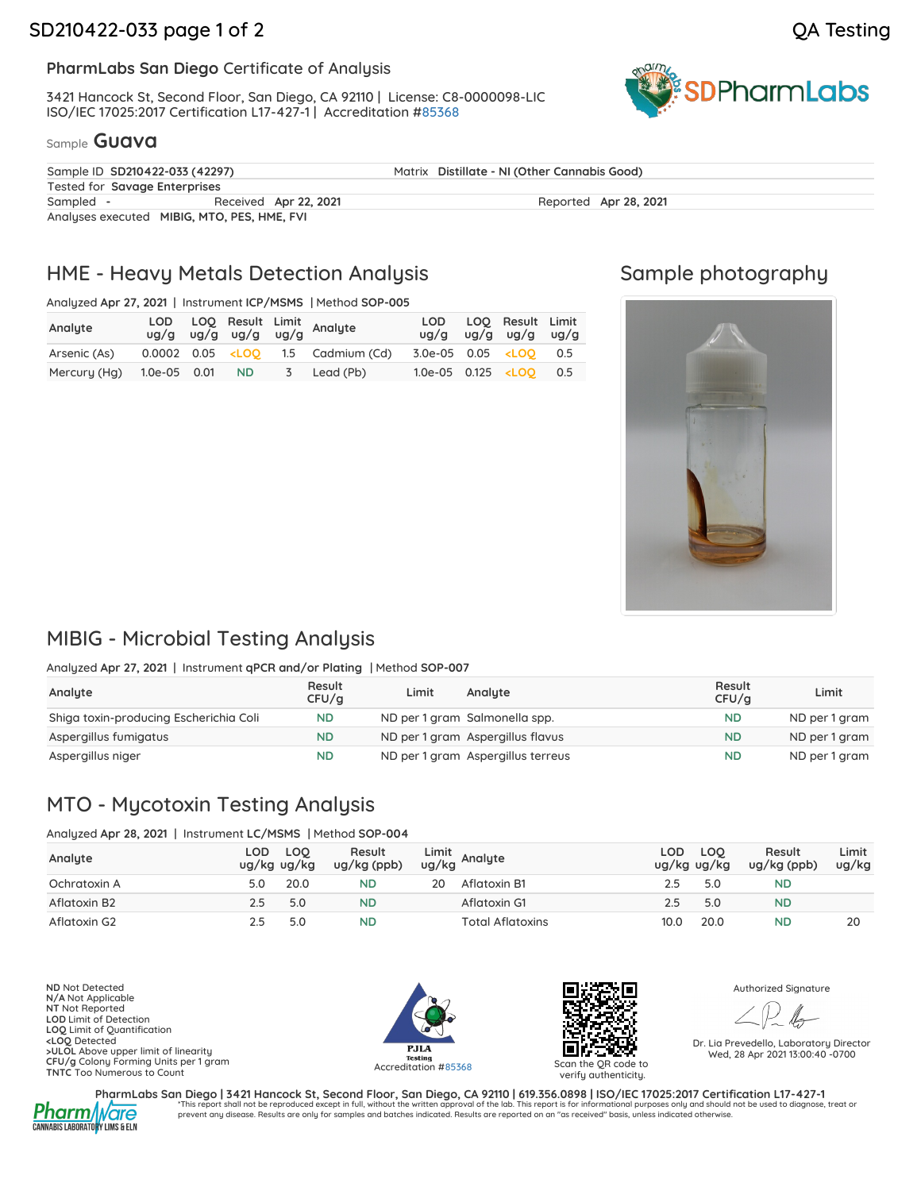## PharmLabs San Diego Certificate of Analysis

3421 Hancock St, Second Floor, San Diego, CA 92110 | License: C8-0000098-LIC
ISO/IEC 17025:2017 Certification L17-427-1 | Accreditation #85368

Sample **Guava**

| | | | |
|---|---|---|---|
| Sample ID **SD210422-033 (42297)** | | Matrix **Distillate - NI (Other Cannabis Good)** | |
| Tested for **Savage Enterprises** | | | |
| Sampled **-** | Received **Apr 22, 2021** | Reported **Apr 28, 2021** | |
| Analyses executed **MIBIG, MTO, PES, HME, FVI** | | | |

## HME - Heavy Metals Detection Analysis

Analyzed **Apr 27, 2021** | Instrument **ICP/MSMS** | Method **SOP-005**

| Analyte | LOD ug/g | LOQ ug/g | Result ug/g | Limit ug/g | Analyte | LOD ug/g | LOQ ug/g | Result ug/g | Limit ug/g |
|---|---|---|---|---|---|---|---|---|---|
| Arsenic (As) | 0.0002 | 0.05 | <LOQ | 1.5 | Cadmium (Cd) | 3.0e-05 | 0.05 | <LOQ | 0.5 |
| Mercury (Hg) | 1.0e-05 | 0.01 | ND | 3 | Lead (Pb) | 1.0e-05 | 0.125 | <LOQ | 0.5 |

## Sample photography

## MIBIG - Microbial Testing Analysis

Analyzed **Apr 27, 2021** | Instrument **qPCR and/or Plating** | Method **SOP-007**

| Analyte | Result CFU/g | Limit | Analyte | Result CFU/g | Limit |
|---|---|---|---|---|---|
| Shiga toxin-producing Escherichia Coli | ND | ND per 1 gram | Salmonella spp. | ND | ND per 1 gram |
| Aspergillus fumigatus | ND | ND per 1 gram | Aspergillus flavus | ND | ND per 1 gram |
| Aspergillus niger | ND | ND per 1 gram | Aspergillus terreus | ND | ND per 1 gram |

## MTO - Mycotoxin Testing Analysis

Analyzed **Apr 28, 2021** | Instrument **LC/MSMS** | Method **SOP-004**

| Analyte | LOD ug/kg | LOQ ug/kg | Result ug/kg (ppb) | Limit ug/kg | Analyte | LOD ug/kg | LOQ ug/kg | Result ug/kg (ppb) | Limit ug/kg |
|---|---|---|---|---|---|---|---|---|---|
| Ochratoxin A | 5.0 | 20.0 | ND | 20 | Aflatoxin B1 | 2.5 | 5.0 | ND | |
| Aflatoxin B2 | 2.5 | 5.0 | ND | | Aflatoxin G1 | 2.5 | 5.0 | ND | |
| Aflatoxin G2 | 2.5 | 5.0 | ND | | Total Aflatoxins | 10.0 | 20.0 | ND | 20 |

**ND** Not Detected
**N/A** Not Applicable
**NT** Not Reported
**LOD** Limit of Detection
**LOQ** Limit of Quantification
**<LOQ** Detected
**>ULOL** Above upper limit of linearity
**CFU/g** Colony Forming Units per 1 gram
**TNTC** Too Numerous to Count

PJLA Testing
Accreditation #85368

Scan the QR code to verify authenticity.

Authorized Signature

Dr. Lia Prevedello, Laboratory Director
Wed, 28 Apr 2021 13:00:40 -0700

PharmLabs San Diego | 3421 Hancock St, Second Floor, San Diego, CA 92110 | 619.356.0898 | ISO/IEC 17025:2017 Certification L17-427-1

*This report shall not be reproduced except in full, without the written approval of the lab. This report is for informational purposes only and should not be used to diagnose, treat or prevent any disease. Results are only for samples and batches indicated. Results are reported on an "as received" basis, unless indicated otherwise.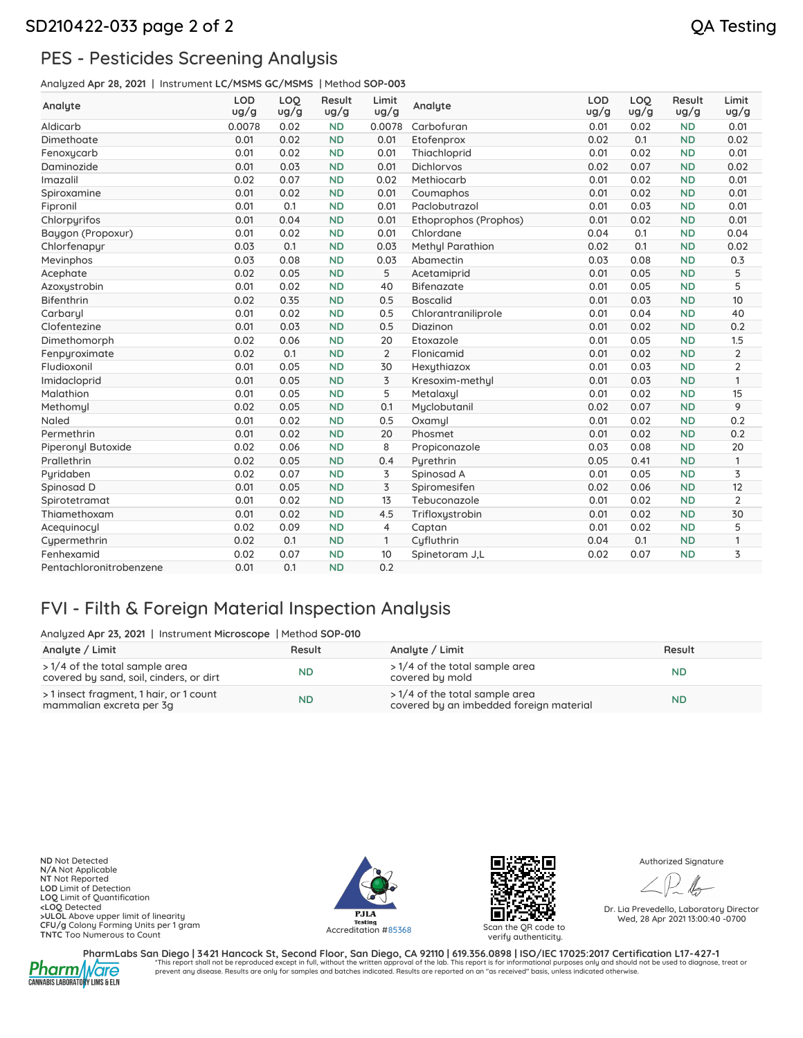## PES - Pesticides Screening Analysis

Analyzed **Apr 28, 2021** | Instrument **LC/MSMS GC/MSMS** | Method **SOP-003**

| Analyte | LOD ug/g | LOQ ug/g | Result ug/g | Limit ug/g | Analyte | LOD ug/g | LOQ ug/g | Result ug/g | Limit ug/g |
|---|---|---|---|---|---|---|---|---|---|
| Aldicarb | 0.0078 | 0.02 | ND | 0.0078 | Carbofuran | 0.01 | 0.02 | ND | 0.01 |
| Dimethoate | 0.01 | 0.02 | ND | 0.01 | Etofenprox | 0.02 | 0.1 | ND | 0.02 |
| Fenoxycarb | 0.01 | 0.02 | ND | 0.01 | Thiachloprid | 0.01 | 0.02 | ND | 0.01 |
| Daminozide | 0.01 | 0.03 | ND | 0.01 | Dichlorvos | 0.02 | 0.07 | ND | 0.02 |
| Imazalil | 0.02 | 0.07 | ND | 0.02 | Methiocarb | 0.01 | 0.02 | ND | 0.01 |
| Spiroxamine | 0.01 | 0.02 | ND | 0.01 | Coumaphos | 0.01 | 0.02 | ND | 0.01 |
| Fipronil | 0.01 | 0.1 | ND | 0.01 | Paclobutrazol | 0.01 | 0.03 | ND | 0.01 |
| Chlorpyrifos | 0.01 | 0.04 | ND | 0.01 | Ethoprophos (Prophos) | 0.01 | 0.02 | ND | 0.01 |
| Baygon (Propoxur) | 0.01 | 0.02 | ND | 0.01 | Chlordane | 0.04 | 0.1 | ND | 0.04 |
| Chlorfenapyr | 0.03 | 0.1 | ND | 0.03 | Methyl Parathion | 0.02 | 0.1 | ND | 0.02 |
| Mevinphos | 0.03 | 0.08 | ND | 0.03 | Abamectin | 0.03 | 0.08 | ND | 0.3 |
| Acephate | 0.02 | 0.05 | ND | 5 | Acetamiprid | 0.01 | 0.05 | ND | 5 |
| Azoxystrobin | 0.01 | 0.02 | ND | 40 | Bifenazate | 0.01 | 0.05 | ND | 5 |
| Bifenthrin | 0.02 | 0.35 | ND | 0.5 | Boscalid | 0.01 | 0.03 | ND | 10 |
| Carbaryl | 0.01 | 0.02 | ND | 0.5 | Chlorantraniliprole | 0.01 | 0.04 | ND | 40 |
| Clofentezine | 0.01 | 0.03 | ND | 0.5 | Diazinon | 0.01 | 0.02 | ND | 0.2 |
| Dimethomorph | 0.02 | 0.06 | ND | 20 | Etoxazole | 0.01 | 0.05 | ND | 1.5 |
| Fenpyroximate | 0.02 | 0.1 | ND | 2 | Flonicamid | 0.01 | 0.02 | ND | 2 |
| Fludioxonil | 0.01 | 0.05 | ND | 30 | Hexythiazox | 0.01 | 0.03 | ND | 2 |
| Imidacloprid | 0.01 | 0.05 | ND | 3 | Kresoxim-methyl | 0.01 | 0.03 | ND | 1 |
| Malathion | 0.01 | 0.05 | ND | 5 | Metalaxyl | 0.01 | 0.02 | ND | 15 |
| Methomyl | 0.02 | 0.05 | ND | 0.1 | Myclobutanil | 0.02 | 0.07 | ND | 9 |
| Naled | 0.01 | 0.02 | ND | 0.5 | Oxamyl | 0.01 | 0.02 | ND | 0.2 |
| Permethrin | 0.01 | 0.02 | ND | 20 | Phosmet | 0.01 | 0.02 | ND | 0.2 |
| Piperonyl Butoxide | 0.02 | 0.06 | ND | 8 | Propiconazole | 0.03 | 0.08 | ND | 20 |
| Prallethrin | 0.02 | 0.05 | ND | 0.4 | Pyrethrin | 0.05 | 0.41 | ND | 1 |
| Pyridaben | 0.02 | 0.07 | ND | 3 | Spinosad A | 0.01 | 0.05 | ND | 3 |
| Spinosad D | 0.01 | 0.05 | ND | 3 | Spiromesifen | 0.02 | 0.06 | ND | 12 |
| Spirotetramat | 0.01 | 0.02 | ND | 13 | Tebuconazole | 0.01 | 0.02 | ND | 2 |
| Thiamethoxam | 0.01 | 0.02 | ND | 4.5 | Trifloxystrobin | 0.01 | 0.02 | ND | 30 |
| Acequinocyl | 0.02 | 0.09 | ND | 4 | Captan | 0.01 | 0.02 | ND | 5 |
| Cypermethrin | 0.02 | 0.1 | ND | 1 | Cyfluthrin | 0.04 | 0.1 | ND | 1 |
| Fenhexamid | 0.02 | 0.07 | ND | 10 | Spinetoram J,L | 0.02 | 0.07 | ND | 3 |
| Pentachloronitrobenzene | 0.01 | 0.1 | ND | 0.2 | | | | | |

## FVI - Filth & Foreign Material Inspection Analysis

Analyzed **Apr 23, 2021** | Instrument **Microscope** | Method **SOP-010**

| Analyte / Limit | Result | Analyte / Limit | Result |
|---|---|---|---|
| > 1/4 of the total sample area covered by sand, soil, cinders, or dirt | ND | > 1/4 of the total sample area covered by mold | ND |
| > 1 insect fragment, 1 hair, or 1 count mammalian excreta per 3g | ND | > 1/4 of the total sample area covered by an imbedded foreign material | ND |

**ND** Not Detected
**N/A** Not Applicable
**NT** Not Reported
**LOD** Limit of Detection
**LOQ** Limit of Quantification
**<LOQ** Detected
**>ULOL** Above upper limit of linearity
**CFU/g** Colony Forming Units per 1 gram
**TNTC** Too Numerous to Count

PJLA Testing
Accreditation #85368

Scan the QR code to verify authenticity.

Authorized Signature

Dr. Lia Prevedello, Laboratory Director
Wed, 28 Apr 2021 13:00:40 -0700

**PharmLabs San Diego | 3421 Hancock St, Second Floor, San Diego, CA 92110 | 619.356.0898 | ISO/IEC 17025:2017 Certification L17-427-1**

*This report shall not be reproduced except in full, without the written approval of the lab. This report is for informational purposes only and should not be used to diagnose, treat or prevent any disease. Results are only for samples and batches indicated. Results are reported on an "as received" basis, unless indicated otherwise.

PharmWare CANNABIS LABORATORY LIMS & ELN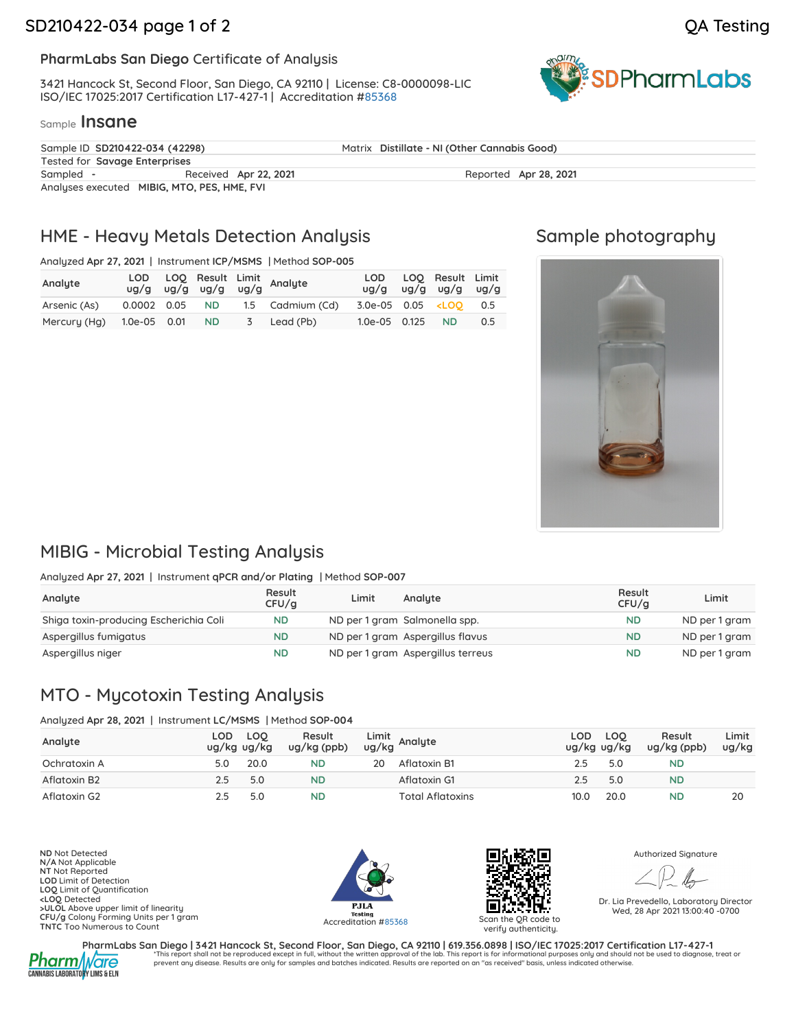# PharmLabs San Diego Certificate of Analysis

3421 Hancock St, Second Floor, San Diego, CA 92110 | License: C8-0000098-LIC
ISO/IEC 17025:2017 Certification L17-427-1 | Accreditation #85368

Sample **Insane**

| | | | |
|---|---|---|---|
| Sample ID **SD210422-034 (42298)** | | Matrix **Distillate - NI (Other Cannabis Good)** | |
| Tested for **Savage Enterprises** | | | |
| Sampled **-** | Received **Apr 22, 2021** | Reported **Apr 28, 2021** | |
| Analyses executed **MIBIG, MTO, PES, HME, FVI** | | | |

## HME - Heavy Metals Detection Analysis

Analyzed **Apr 27, 2021** | Instrument **ICP/MSMS** | Method **SOP-005**

| Analyte | LOD ug/g | LOQ ug/g | Result ug/g | Limit ug/g | Analyte | LOD ug/g | LOQ ug/g | Result ug/g | Limit ug/g |
|---|---|---|---|---|---|---|---|---|---|
| Arsenic (As) | 0.0002 | 0.05 | ND | 1.5 | Cadmium (Cd) | 3.0e-05 | 0.05 | <LOQ | 0.5 |
| Mercury (Hg) | 1.0e-05 | 0.01 | ND | 3 | Lead (Pb) | 1.0e-05 | 0.125 | ND | 0.5 |

## Sample photography

## MIBIG - Microbial Testing Analysis

Analyzed **Apr 27, 2021** | Instrument **qPCR and/or Plating** | Method **SOP-007**

| Analyte | Result CFU/g | Limit | Analyte | Result CFU/g | Limit |
|---|---|---|---|---|---|
| Shiga toxin-producing Escherichia Coli | ND | ND per 1 gram | Salmonella spp. | ND | ND per 1 gram |
| Aspergillus fumigatus | ND | ND per 1 gram | Aspergillus flavus | ND | ND per 1 gram |
| Aspergillus niger | ND | ND per 1 gram | Aspergillus terreus | ND | ND per 1 gram |

## MTO - Mycotoxin Testing Analysis

Analyzed **Apr 28, 2021** | Instrument **LC/MSMS** | Method **SOP-004**

| Analyte | LOD ug/kg | LOQ ug/kg | Result ug/kg (ppb) | Limit ug/kg | Analyte | LOD ug/kg | LOQ ug/kg | Result ug/kg (ppb) | Limit ug/kg |
|---|---|---|---|---|---|---|---|---|---|
| Ochratoxin A | 5.0 | 20.0 | ND | 20 | Aflatoxin B1 | 2.5 | 5.0 | ND | |
| Aflatoxin B2 | 2.5 | 5.0 | ND | | Aflatoxin G1 | 2.5 | 5.0 | ND | |
| Aflatoxin G2 | 2.5 | 5.0 | ND | | Total Aflatoxins | 10.0 | 20.0 | ND | 20 |

**ND** Not Detected
**N/A** Not Applicable
**NT** Not Reported
**LOD** Limit of Detection
**LOQ** Limit of Quantification
**<LOQ** Detected
**>ULOL** Above upper limit of linearity
**CFU/g** Colony Forming Units per 1 gram
**TNTC** Too Numerous to Count

PJLA Testing
Accreditation #85368

Scan the QR code to verify authenticity.

Authorized Signature

Dr. Lia Prevedello, Laboratory Director
Wed, 28 Apr 2021 13:00:40 -0700

**PharmLabs San Diego | 3421 Hancock St, Second Floor, San Diego, CA 92110 | 619.356.0898 | ISO/IEC 17025:2017 Certification L17-427-1**
*This report shall not be reproduced except in full, without the written approval of the lab. This report is for informational purposes only and should not be used to diagnose, treat or prevent any disease. Results are only for samples and batches indicated. Results are reported on an "as received" basis, unless indicated otherwise.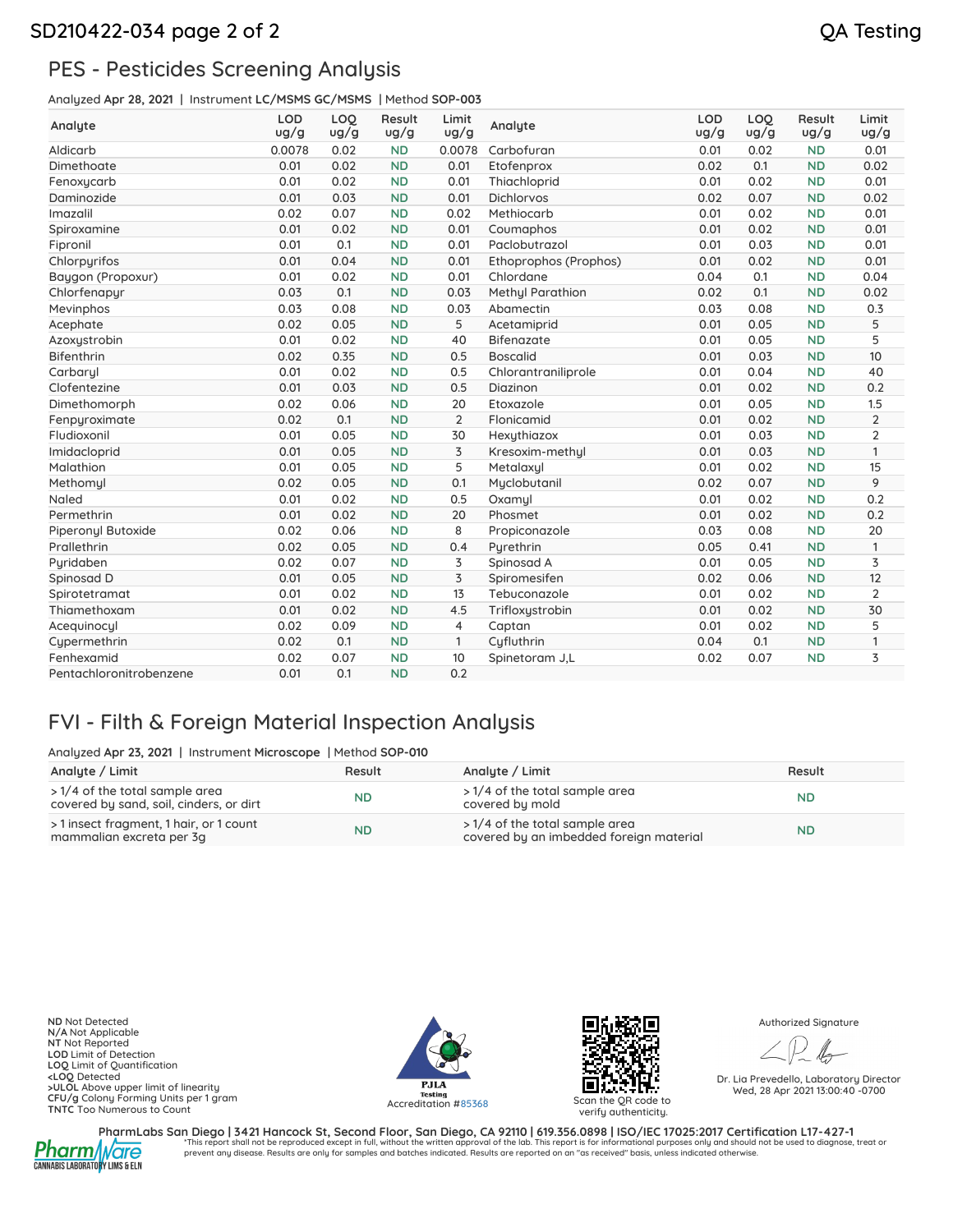## PES - Pesticides Screening Analysis

Analyzed **Apr 28, 2021** | Instrument **LC/MSMS GC/MSMS** | Method **SOP-003**

| Analyte | LOD ug/g | LOQ ug/g | Result ug/g | Limit ug/g | Analyte | LOD ug/g | LOQ ug/g | Result ug/g | Limit ug/g |
|---|---|---|---|---|---|---|---|---|---|
| Aldicarb | 0.0078 | 0.02 | ND | 0.0078 | Carbofuran | 0.01 | 0.02 | ND | 0.01 |
| Dimethoate | 0.01 | 0.02 | ND | 0.01 | Etofenprox | 0.02 | 0.1 | ND | 0.02 |
| Fenoxycarb | 0.01 | 0.02 | ND | 0.01 | Thiachlоprid | 0.01 | 0.02 | ND | 0.01 |
| Daminozide | 0.01 | 0.03 | ND | 0.01 | Dichlorvos | 0.02 | 0.07 | ND | 0.02 |
| Imazalil | 0.02 | 0.07 | ND | 0.02 | Methiocarb | 0.01 | 0.02 | ND | 0.01 |
| Spiroxamine | 0.01 | 0.02 | ND | 0.01 | Coumaphos | 0.01 | 0.02 | ND | 0.01 |
| Fipronil | 0.01 | 0.1 | ND | 0.01 | Paclobutrazol | 0.01 | 0.03 | ND | 0.01 |
| Chlorpyrifos | 0.01 | 0.04 | ND | 0.01 | Ethoprophos (Prophos) | 0.01 | 0.02 | ND | 0.01 |
| Baygon (Propoxur) | 0.01 | 0.02 | ND | 0.01 | Chlordane | 0.04 | 0.1 | ND | 0.04 |
| Chlorfenapyr | 0.03 | 0.1 | ND | 0.03 | Methyl Parathion | 0.02 | 0.1 | ND | 0.02 |
| Mevinphos | 0.03 | 0.08 | ND | 0.03 | Abamectin | 0.03 | 0.08 | ND | 0.3 |
| Acephate | 0.02 | 0.05 | ND | 5 | Acetamiprid | 0.01 | 0.05 | ND | 5 |
| Azoxystrobin | 0.01 | 0.02 | ND | 40 | Bifenazate | 0.01 | 0.05 | ND | 5 |
| Bifenthrin | 0.02 | 0.35 | ND | 0.5 | Boscalid | 0.01 | 0.03 | ND | 10 |
| Carbaryl | 0.01 | 0.02 | ND | 0.5 | Chlorantraniliprole | 0.01 | 0.04 | ND | 40 |
| Clofentezine | 0.01 | 0.03 | ND | 0.5 | Diazinon | 0.01 | 0.02 | ND | 0.2 |
| Dimethomorph | 0.02 | 0.06 | ND | 20 | Etoxazole | 0.01 | 0.05 | ND | 1.5 |
| Fenpyroximate | 0.02 | 0.1 | ND | 2 | Flonicamid | 0.01 | 0.02 | ND | 2 |
| Fludioxonil | 0.01 | 0.05 | ND | 30 | Hexythiazox | 0.01 | 0.03 | ND | 2 |
| Imidacloprid | 0.01 | 0.05 | ND | 3 | Kresoxim-methyl | 0.01 | 0.03 | ND | 1 |
| Malathion | 0.01 | 0.05 | ND | 5 | Metalaxyl | 0.01 | 0.02 | ND | 15 |
| Methomyl | 0.02 | 0.05 | ND | 0.1 | Myclobutanil | 0.02 | 0.07 | ND | 9 |
| Naled | 0.01 | 0.02 | ND | 0.5 | Oxamyl | 0.01 | 0.02 | ND | 0.2 |
| Permethrin | 0.01 | 0.02 | ND | 20 | Phosmet | 0.01 | 0.02 | ND | 0.2 |
| Piperonyl Butoxide | 0.02 | 0.06 | ND | 8 | Propiconazole | 0.03 | 0.08 | ND | 20 |
| Prallethrin | 0.02 | 0.05 | ND | 0.4 | Pyrethrin | 0.05 | 0.41 | ND | 1 |
| Pyridaben | 0.02 | 0.07 | ND | 3 | Spinosad A | 0.01 | 0.05 | ND | 3 |
| Spinosad D | 0.01 | 0.05 | ND | 3 | Spiromesifen | 0.02 | 0.06 | ND | 12 |
| Spirotetramat | 0.01 | 0.02 | ND | 13 | Tebuconazole | 0.01 | 0.02 | ND | 2 |
| Thiamethoxam | 0.01 | 0.02 | ND | 4.5 | Trifloxystrobin | 0.01 | 0.02 | ND | 30 |
| Acequinocyl | 0.02 | 0.09 | ND | 4 | Captan | 0.01 | 0.02 | ND | 5 |
| Cypermethrin | 0.02 | 0.1 | ND | 1 | Cyfluthrin | 0.04 | 0.1 | ND | 1 |
| Fenhexamid | 0.02 | 0.07 | ND | 10 | Spinetoram J,L | 0.02 | 0.07 | ND | 3 |
| Pentachloronitrobenzene | 0.01 | 0.1 | ND | 0.2 | | | | | |

## FVI - Filth & Foreign Material Inspection Analysis

Analyzed **Apr 23, 2021** | Instrument **Microscope** | Method **SOP-010**

| Analyte / Limit | Result | Analyte / Limit | Result |
|---|---|---|---|
| > 1/4 of the total sample area covered by sand, soil, cinders, or dirt | ND | > 1/4 of the total sample area covered by mold | ND |
| > 1 insect fragment, 1 hair, or 1 count mammalian excreta per 3g | ND | > 1/4 of the total sample area covered by an imbedded foreign material | ND |

**ND** Not Detected
**N/A** Not Applicable
**NT** Not Reported
**LOD** Limit of Detection
**LOQ** Limit of Quantification
**<LOQ** Detected
**>ULOL** Above upper limit of linearity
**CFU/g** Colony Forming Units per 1 gram
**TNTC** Too Numerous to Count

PJLA Testing
Accreditation #85368

Scan the QR code to verify authenticity.

Authorized Signature

Dr. Lia Prevedello, Laboratory Director
Wed, 28 Apr 2021 13:00:40 -0700

**PharmLabs San Diego | 3421 Hancock St, Second Floor, San Diego, CA 92110 | 619.356.0898 | ISO/IEC 17025:2017 Certification L17-427-1**

*This report shall not be reproduced except in full, without the written approval of the lab. This report is for informational purposes only and should not be used to diagnose, treat or prevent any disease. Results are only for samples and batches indicated. Results are reported on an "as received" basis, unless indicated otherwise.

PharmWare CANNABIS LABORATORY LIMS & ELN